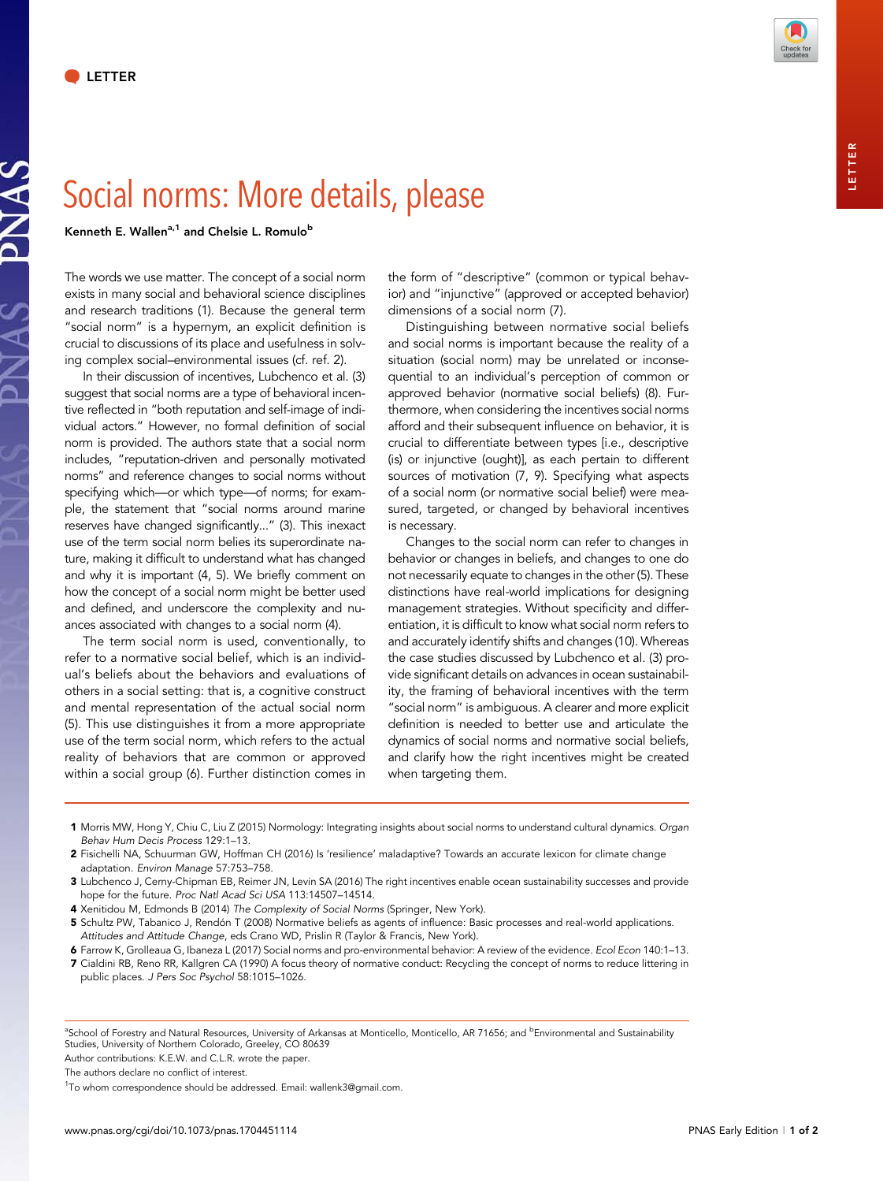LETTER

# Social norms: More details, please

Kenneth E. Wallen[a,1] and Chelsie L. Romulo[b]

The words we use matter. The concept of a social norm exists in many social and behavioral science disciplines and research traditions (1). Because the general term "social norm" is a hypernym, an explicit definition is crucial to discussions of its place and usefulness in solving complex social–environmental issues (cf. ref. 2).

In their discussion of incentives, Lubchenco et al. (3) suggest that social norms are a type of behavioral incentive reflected in "both reputation and self-image of individual actors." However, no formal definition of social norm is provided. The authors state that a social norm includes, "reputation-driven and personally motivated norms" and reference changes to social norms without specifying which—or which type—of norms; for example, the statement that "social norms around marine reserves have changed significantly…" (3). This inexact use of the term social norm belies its superordinate nature, making it difficult to understand what has changed and why it is important (4, 5). We briefly comment on how the concept of a social norm might be better used and defined, and underscore the complexity and nuances associated with changes to a social norm (4).

The term social norm is used, conventionally, to refer to a normative social belief, which is an individual's beliefs about the behaviors and evaluations of others in a social setting: that is, a cognitive construct and mental representation of the actual social norm (5). This use distinguishes it from a more appropriate use of the term social norm, which refers to the actual reality of behaviors that are common or approved within a social group (6). Further distinction comes in the form of "descriptive" (common or typical behavior) and "injunctive" (approved or accepted behavior) dimensions of a social norm (7).

Distinguishing between normative social beliefs and social norms is important because the reality of a situation (social norm) may be unrelated or inconsequential to an individual's perception of common or approved behavior (normative social beliefs) (8). Furthermore, when considering the incentives social norms afford and their subsequent influence on behavior, it is crucial to differentiate between types [i.e., descriptive (is) or injunctive (ought)], as each pertain to different sources of motivation (7, 9). Specifying what aspects of a social norm (or normative social belief) were measured, targeted, or changed by behavioral incentives is necessary.

Changes to the social norm can refer to changes in behavior or changes in beliefs, and changes to one do not necessarily equate to changes in the other (5). These distinctions have real-world implications for designing management strategies. Without specificity and differentiation, it is difficult to know what social norm refers to and accurately identify shifts and changes (10). Whereas the case studies discussed by Lubchenco et al. (3) provide significant details on advances in ocean sustainability, the framing of behavioral incentives with the term "social norm" is ambiguous. A clearer and more explicit definition is needed to better use and articulate the dynamics of social norms and normative social beliefs, and clarify how the right incentives might be created when targeting them.

1 Morris MW, Hong Y, Chiu C, Liu Z (2015) Normology: Integrating insights about social norms to understand cultural dynamics. *Organ Behav Hum Decis Process* 129:1–13.

2 Fisichelli NA, Schuurman GW, Hoffman CH (2016) Is 'resilience' maladaptive? Towards an accurate lexicon for climate change adaptation. *Environ Manage* 57:753–758.

3 Lubchenco J, Cerny-Chipman EB, Reimer JN, Levin SA (2016) The right incentives enable ocean sustainability successes and provide hope for the future. *Proc Natl Acad Sci USA* 113:14507–14514.

4 Xenitidou M, Edmonds B (2014) *The Complexity of Social Norms* (Springer, New York).

5 Schultz PW, Tabanico J, Rendón T (2008) Normative beliefs as agents of influence: Basic processes and real-world applications. *Attitudes and Attitude Change*, eds Crano WD, Prislin R (Taylor & Francis, New York).

6 Farrow K, Grolleaua G, Ibanezа L (2017) Social norms and pro-environmental behavior: A review of the evidence. *Ecol Econ* 140:1–13.

7 Cialdini RB, Reno RR, Kallgren CA (1990) A focus theory of normative conduct: Recycling the concept of norms to reduce littering in public places. *J Pers Soc Psychol* 58:1015–1026.

[a]School of Forestry and Natural Resources, University of Arkansas at Monticello, Monticello, AR 71656; and [b]Environmental and Sustainability Studies, University of Northern Colorado, Greeley, CO 80639

Author contributions: K.E.W. and C.L.R. wrote the paper.

The authors declare no conflict of interest.

[1]To whom correspondence should be addressed. Email: wallenk3@gmail.com.

www.pnas.org/cgi/doi/10.1073/pnas.1704451114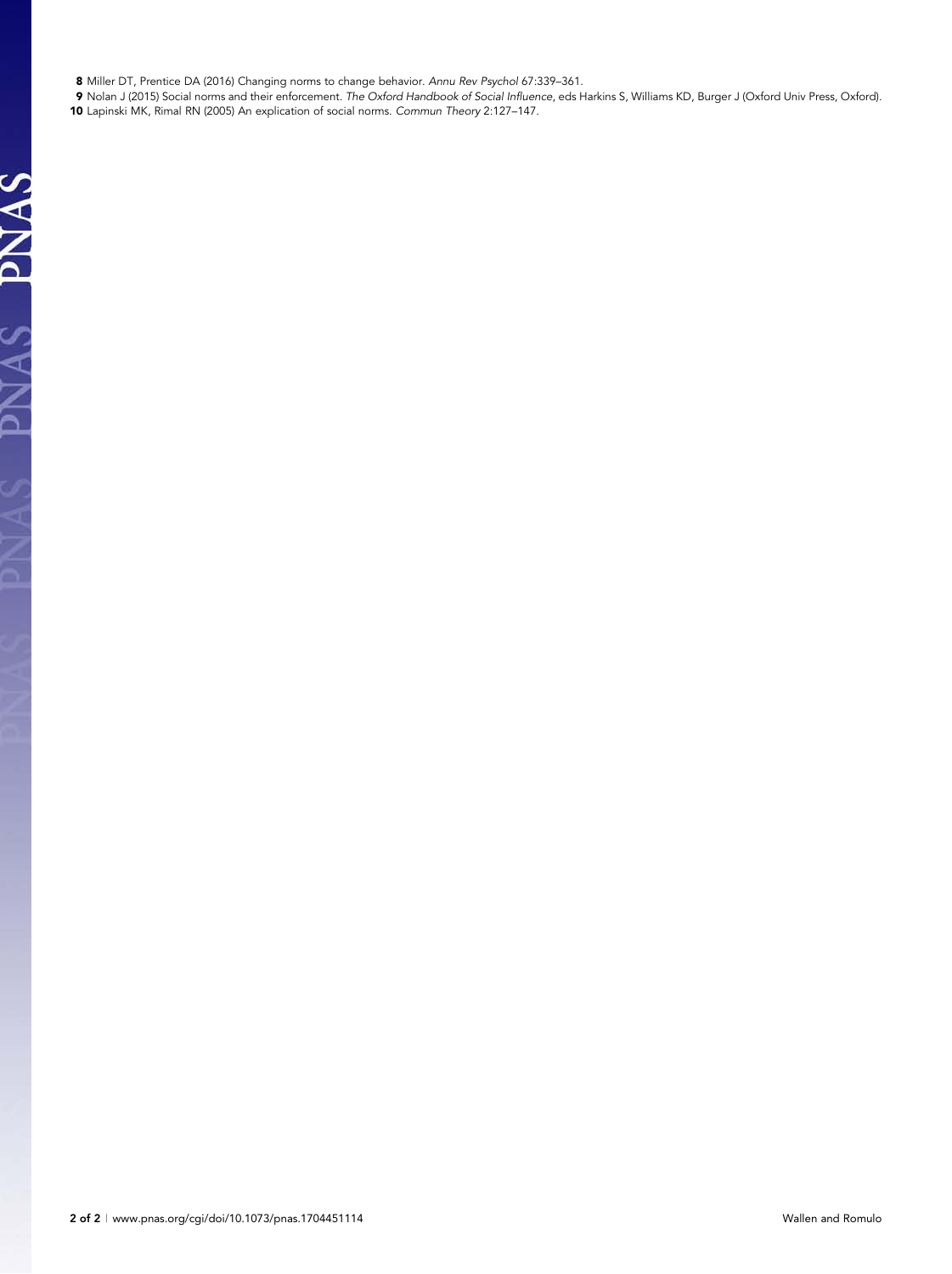8 Miller DT, Prentice DA (2016) Changing norms to change behavior. *Annu Rev Psychol* 67:339–361.

9 Nolan J (2015) Social norms and their enforcement. *The Oxford Handbook of Social Influence*, eds Harkins S, Williams KD, Burger J (Oxford Univ Press, Oxford).

10 Lapinski MK, Rimal RN (2005) An explication of social norms. *Commun Theory* 2:127–147.